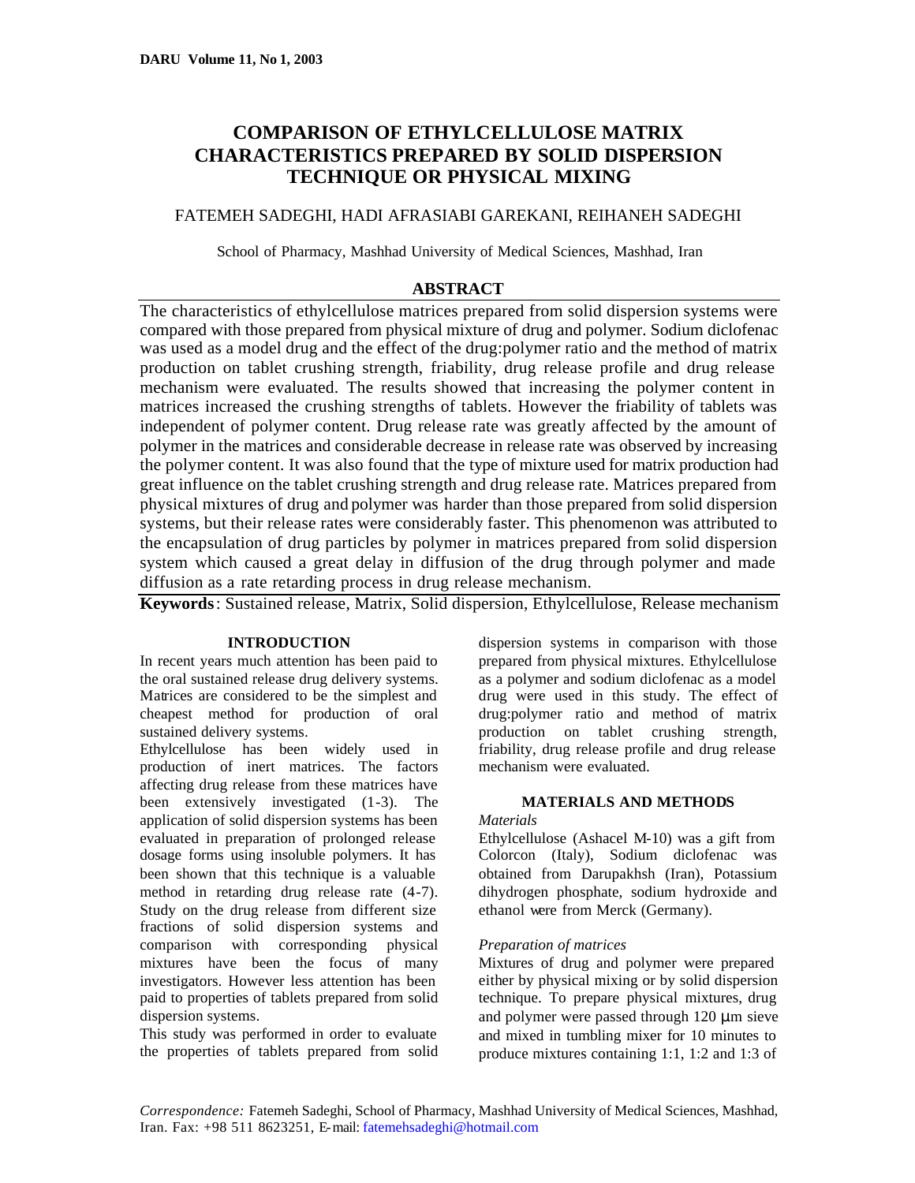# COMPARISON OF ETHYLCELLULOSE MATRIX CHARACTERISTICS PREPARED BY SOLID DISPERSION TECHNIQUE OR PHYSICAL MIXING

FATEMEH SADEGHI, HADI AFRASIABI GAREKANI, REIHANEH SADEGHI

School of Pharmacy, Mashhad University of Medical Sciences, Mashhad, Iran

## ABSTRACT

The characteristics of ethylcellulose matrices prepared from solid dispersion systems were compared with those prepared from physical mixture of drug and polymer. Sodium diclofenac was used as a model drug and the effect of the drug:polymer ratio and the method of matrix production on tablet crushing strength, friability, drug release profile and drug release mechanism were evaluated. The results showed that increasing the polymer content in matrices increased the crushing strengths of tablets. However the friability of tablets was independent of polymer content. Drug release rate was greatly affected by the amount of polymer in the matrices and considerable decrease in release rate was observed by increasing the polymer content. It was also found that the type of mixture used for matrix production had great influence on the tablet crushing strength and drug release rate. Matrices prepared from physical mixtures of drug and polymer was harder than those prepared from solid dispersion systems, but their release rates were considerably faster. This phenomenon was attributed to the encapsulation of drug particles by polymer in matrices prepared from solid dispersion system which caused a great delay in diffusion of the drug through polymer and made diffusion as a rate retarding process in drug release mechanism.

**Keywords**: Sustained release, Matrix, Solid dispersion, Ethylcellulose, Release mechanism

## INTRODUCTION

In recent years much attention has been paid to the oral sustained release drug delivery systems. Matrices are considered to be the simplest and cheapest method for production of oral sustained delivery systems.

Ethylcellulose has been widely used in production of inert matrices. The factors affecting drug release from these matrices have been extensively investigated (1-3). The application of solid dispersion systems has been evaluated in preparation of prolonged release dosage forms using insoluble polymers. It has been shown that this technique is a valuable method in retarding drug release rate (4-7). Study on the drug release from different size fractions of solid dispersion systems and comparison with corresponding physical mixtures have been the focus of many investigators. However less attention has been paid to properties of tablets prepared from solid dispersion systems.

This study was performed in order to evaluate the properties of tablets prepared from solid dispersion systems in comparison with those prepared from physical mixtures. Ethylcellulose as a polymer and sodium diclofenac as a model drug were used in this study. The effect of drug:polymer ratio and method of matrix production on tablet crushing strength, friability, drug release profile and drug release mechanism were evaluated.

## MATERIALS AND METHODS

*Materials*

Ethylcellulose (Ashacel M-10) was a gift from Colorcon (Italy), Sodium diclofenac was obtained from Darupakhsh (Iran), Potassium dihydrogen phosphate, sodium hydroxide and ethanol were from Merck (Germany).

*Preparation of matrices*

Mixtures of drug and polymer were prepared either by physical mixing or by solid dispersion technique. To prepare physical mixtures, drug and polymer were passed through 120 µm sieve and mixed in tumbling mixer for 10 minutes to produce mixtures containing 1:1, 1:2 and 1:3 of

*Correspondence:* Fatemeh Sadeghi, School of Pharmacy, Mashhad University of Medical Sciences, Mashhad, Iran. Fax: +98 511 8623251, E-mail: fatemehsadeghi@hotmail.com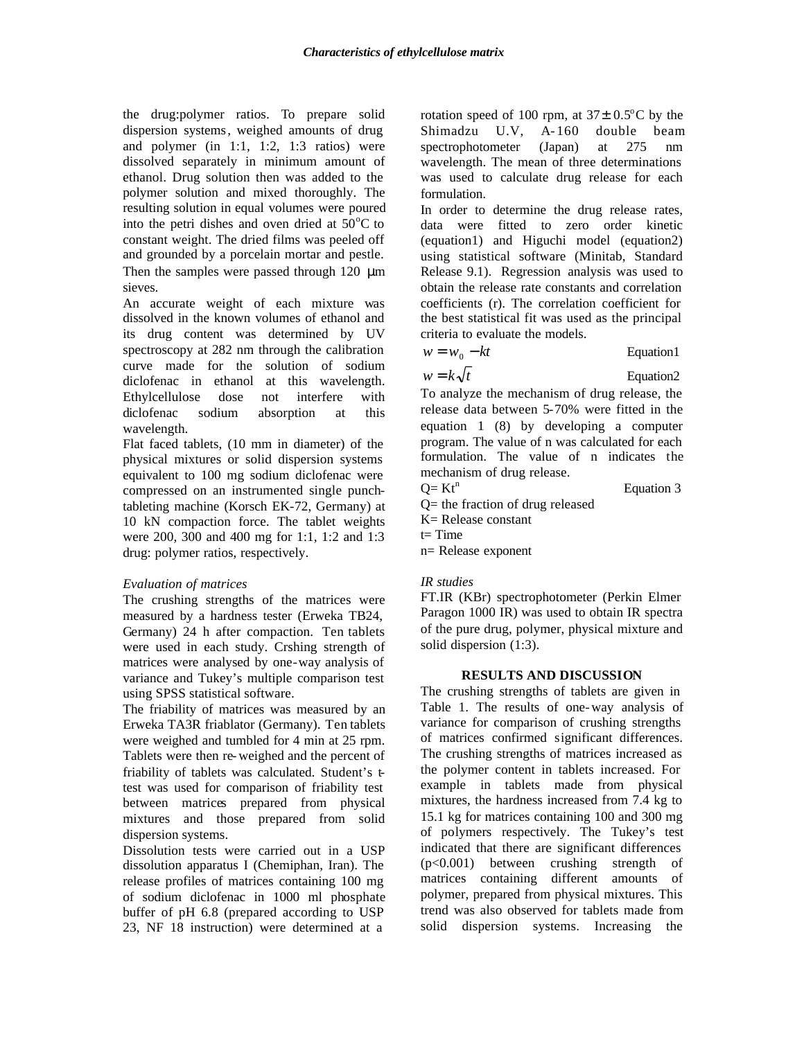the drug:polymer ratios. To prepare solid dispersion systems, weighed amounts of drug and polymer (in 1:1, 1:2, 1:3 ratios) were dissolved separately in minimum amount of ethanol. Drug solution then was added to the polymer solution and mixed thoroughly. The resulting solution in equal volumes were poured into the petri dishes and oven dried at 50°C to constant weight. The dried films was peeled off and grounded by a porcelain mortar and pestle. Then the samples were passed through 120 μm sieves.

An accurate weight of each mixture was dissolved in the known volumes of ethanol and its drug content was determined by UV spectroscopy at 282 nm through the calibration curve made for the solution of sodium diclofenac in ethanol at this wavelength. Ethylcellulose dose not interfere with diclofenac sodium absorption at this wavelength.

Flat faced tablets, (10 mm in diameter) of the physical mixtures or solid dispersion systems equivalent to 100 mg sodium diclofenac were compressed on an instrumented single punch-tableting machine (Korsch EK-72, Germany) at 10 kN compaction force. The tablet weights were 200, 300 and 400 mg for 1:1, 1:2 and 1:3 drug: polymer ratios, respectively.

*Evaluation of matrices*

The crushing strengths of the matrices were measured by a hardness tester (Erweka TB24, Germany) 24 h after compaction. Ten tablets were used in each study. Crshing strength of matrices were analysed by one-way analysis of variance and Tukey's multiple comparison test using SPSS statistical software.

The friability of matrices was measured by an Erweka TA3R friablator (Germany). Ten tablets were weighed and tumbled for 4 min at 25 rpm. Tablets were then re-weighed and the percent of friability of tablets was calculated. Student's t-test was used for comparison of friability test between matrices prepared from physical mixtures and those prepared from solid dispersion systems.

Dissolution tests were carried out in a USP dissolution apparatus I (Chemiphan, Iran). The release profiles of matrices containing 100 mg of sodium diclofenac in 1000 ml phosphate buffer of pH 6.8 (prepared according to USP 23, NF 18 instruction) were determined at a rotation speed of 100 rpm, at 37± 0.5°C by the Shimadzu U.V, A-160 double beam spectrophotometer (Japan) at 275 nm wavelength. The mean of three determinations was used to calculate drug release for each formulation.

In order to determine the drug release rates, data were fitted to zero order kinetic (equation1) and Higuchi model (equation2) using statistical software (Minitab, Standard Release 9.1). Regression analysis was used to obtain the release rate constants and correlation coefficients (r). The correlation coefficient for the best statistical fit was used as the principal criteria to evaluate the models.

$$w = w_0 - kt \qquad \text{Equation1}$$

$$w = k\sqrt{t} \qquad \text{Equation2}$$

To analyze the mechanism of drug release, the release data between 5-70% were fitted in the equation 1 (8) by developing a computer program. The value of n was calculated for each formulation. The value of n indicates the mechanism of drug release.

$$Q = Kt^n \qquad \text{Equation 3}$$

Q= the fraction of drug released
K= Release constant
t= Time
n= Release exponent

*IR studies*

FT.IR (KBr) spectrophotometer (Perkin Elmer Paragon 1000 IR) was used to obtain IR spectra of the pure drug, polymer, physical mixture and solid dispersion (1:3).

## RESULTS AND DISCUSSION

The crushing strengths of tablets are given in Table 1. The results of one-way analysis of variance for comparison of crushing strengths of matrices confirmed significant differences. The crushing strengths of matrices increased as the polymer content in tablets increased. For example in tablets made from physical mixtures, the hardness increased from 7.4 kg to 15.1 kg for matrices containing 100 and 300 mg of polymers respectively. The Tukey's test indicated that there are significant differences ($p<0.001$) between crushing strength of matrices containing different amounts of polymer, prepared from physical mixtures. This trend was also observed for tablets made from solid dispersion systems. Increasing the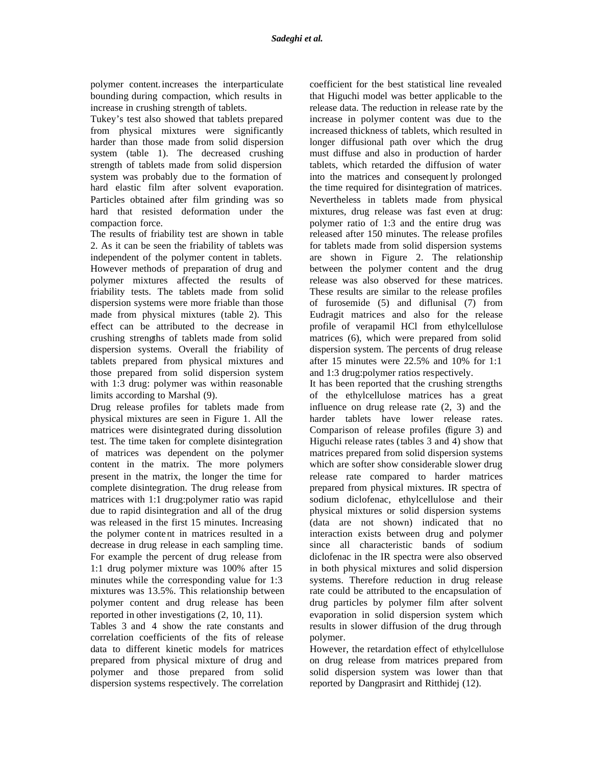polymer content increases the interparticulate bounding during compaction, which results in increase in crushing strength of tablets.

Tukey's test also showed that tablets prepared from physical mixtures were significantly harder than those made from solid dispersion system (table 1). The decreased crushing strength of tablets made from solid dispersion system was probably due to the formation of hard elastic film after solvent evaporation. Particles obtained after film grinding was so hard that resisted deformation under the compaction force.

The results of friability test are shown in table 2. As it can be seen the friability of tablets was independent of the polymer content in tablets. However methods of preparation of drug and polymer mixtures affected the results of friability tests. The tablets made from solid dispersion systems were more friable than those made from physical mixtures (table 2). This effect can be attributed to the decrease in crushing strengths of tablets made from solid dispersion systems. Overall the friability of tablets prepared from physical mixtures and those prepared from solid dispersion system with 1:3 drug: polymer was within reasonable limits according to Marshal (9).

Drug release profiles for tablets made from physical mixtures are seen in Figure 1. All the matrices were disintegrated during dissolution test. The time taken for complete disintegration of matrices was dependent on the polymer content in the matrix. The more polymers present in the matrix, the longer the time for complete disintegration. The drug release from matrices with 1:1 drug:polymer ratio was rapid due to rapid disintegration and all of the drug was released in the first 15 minutes. Increasing the polymer content in matrices resulted in a decrease in drug release in each sampling time. For example the percent of drug release from 1:1 drug polymer mixture was 100% after 15 minutes while the corresponding value for 1:3 mixtures was 13.5%. This relationship between polymer content and drug release has been reported in other investigations (2, 10, 11).

Tables 3 and 4 show the rate constants and correlation coefficients of the fits of release data to different kinetic models for matrices prepared from physical mixture of drug and polymer and those prepared from solid dispersion systems respectively. The correlation coefficient for the best statistical line revealed that Higuchi model was better applicable to the release data. The reduction in release rate by the increase in polymer content was due to the increased thickness of tablets, which resulted in longer diffusional path over which the drug must diffuse and also in production of harder tablets, which retarded the diffusion of water into the matrices and consequently prolonged the time required for disintegration of matrices. Nevertheless in tablets made from physical mixtures, drug release was fast even at drug: polymer ratio of 1:3 and the entire drug was released after 150 minutes. The release profiles for tablets made from solid dispersion systems are shown in Figure 2. The relationship between the polymer content and the drug release was also observed for these matrices. These results are similar to the release profiles of furosemide (5) and diflunisal (7) from Eudragit matrices and also for the release profile of verapamil HCl from ethylcellulose matrices (6), which were prepared from solid dispersion system. The percents of drug release after 15 minutes were 22.5% and 10% for 1:1 and 1:3 drug:polymer ratios respectively.

It has been reported that the crushing strengths of the ethylcellulose matrices has a great influence on drug release rate (2, 3) and the harder tablets have lower release rates. Comparison of release profiles (figure 3) and Higuchi release rates (tables 3 and 4) show that matrices prepared from solid dispersion systems which are softer show considerable slower drug release rate compared to harder matrices prepared from physical mixtures. IR spectra of sodium diclofenac, ethylcellulose and their physical mixtures or solid dispersion systems (data are not shown) indicated that no interaction exists between drug and polymer since all characteristic bands of sodium diclofenac in the IR spectra were also observed in both physical mixtures and solid dispersion systems. Therefore reduction in drug release rate could be attributed to the encapsulation of drug particles by polymer film after solvent evaporation in solid dispersion system which results in slower diffusion of the drug through polymer.

However, the retardation effect of ethylcellulose on drug release from matrices prepared from solid dispersion system was lower than that reported by Dangprasirt and Ritthidej (12).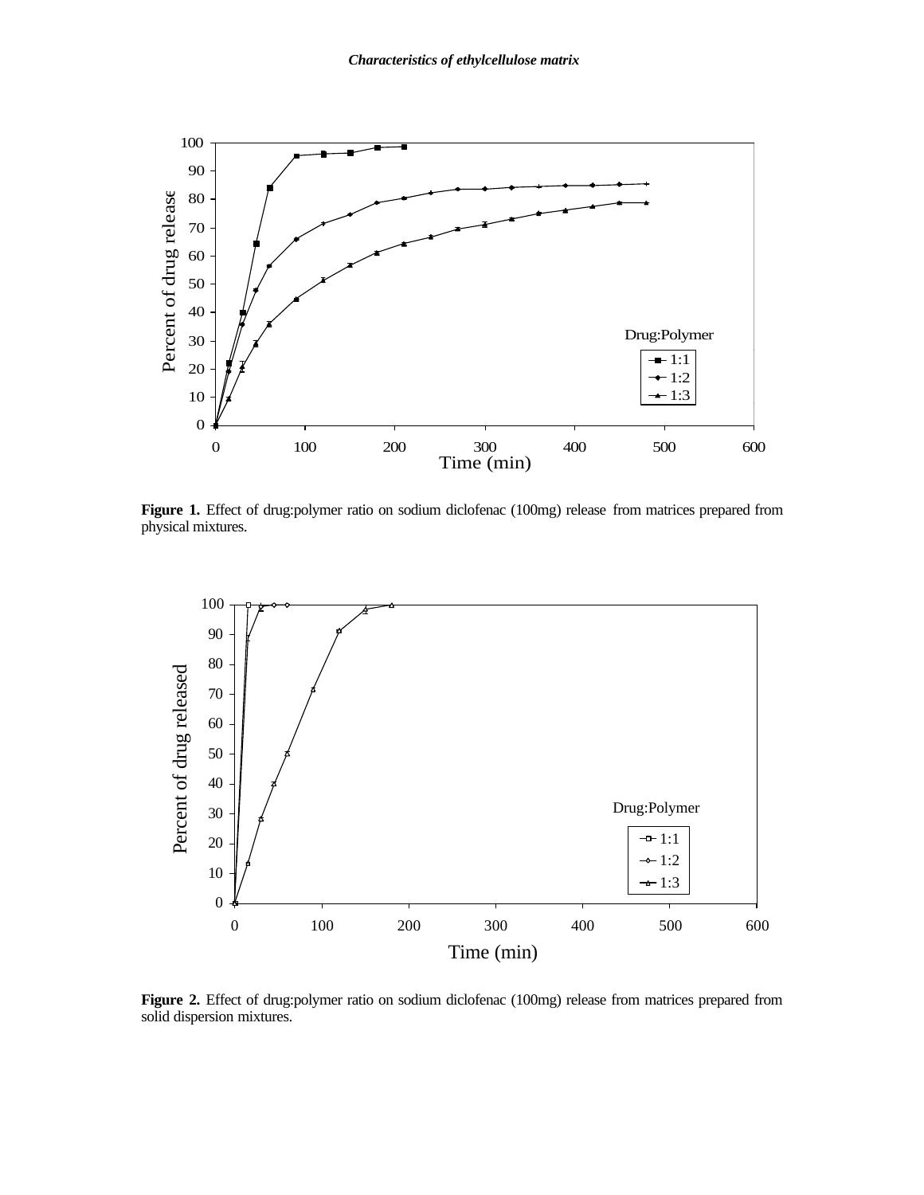**Figure 1.** Effect of drug:polymer ratio on sodium diclofenac (100mg) release from matrices prepared from physical mixtures.

**Figure 2.** Effect of drug:polymer ratio on sodium diclofenac (100mg) release from matrices prepared from solid dispersion mixtures.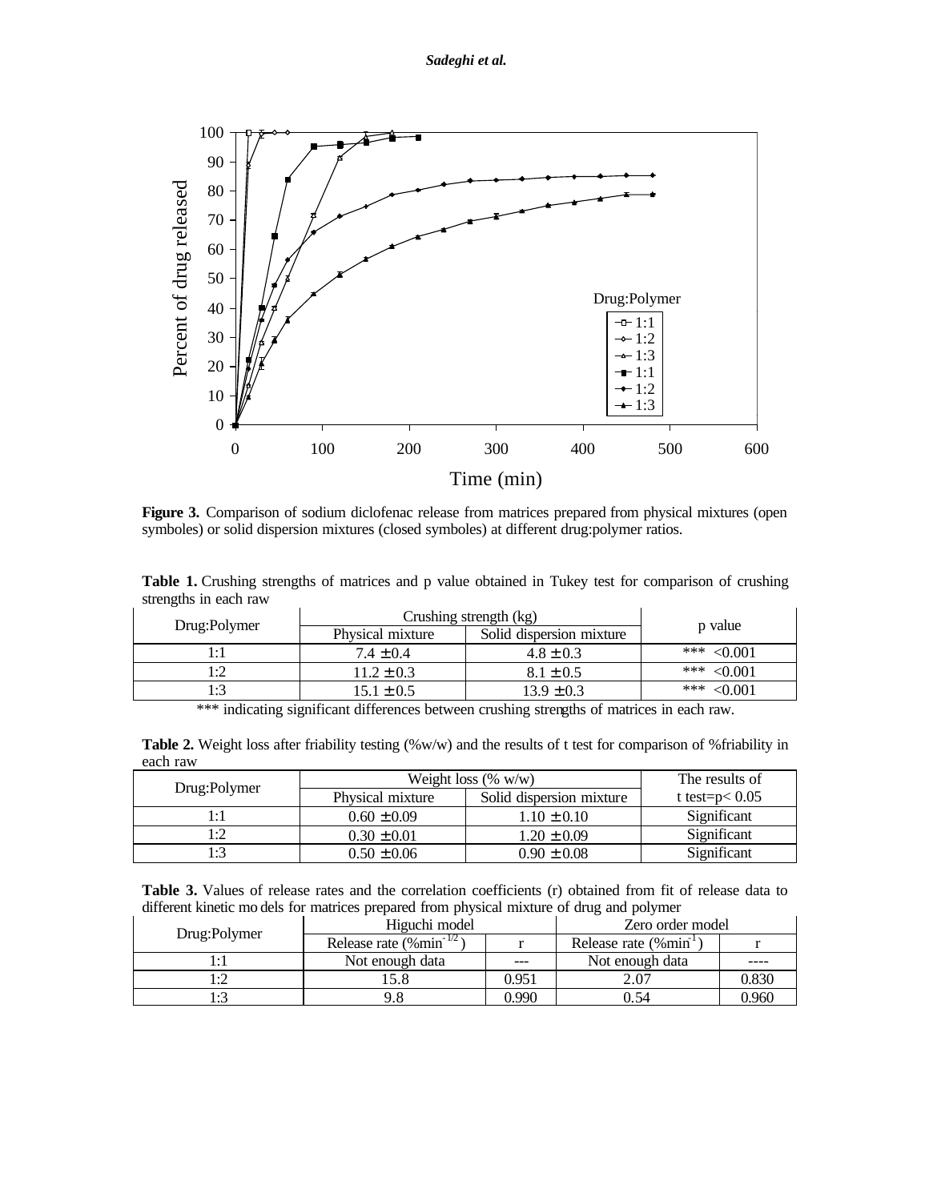**Figure 3.** Comparison of sodium diclofenac release from matrices prepared from physical mixtures (open symboles) or solid dispersion mixtures (closed symboles) at different drug:polymer ratios.

**Table 1.** Crushing strengths of matrices and p value obtained in Tukey test for comparison of crushing strengths in each raw

| Drug:Polymer | Crushing strength (kg) | | p value |
|---|---|---|---|
| | Physical mixture | Solid dispersion mixture | |
| 1:1 | 7.4 ± 0.4 | 4.8 ± 0.3 | *** <0.001 |
| 1:2 | 11.2 ± 0.3 | 8.1 ± 0.5 | *** <0.001 |
| 1:3 | 15.1 ± 0.5 | 13.9 ± 0.3 | *** <0.001 |

*** indicating significant differences between crushing strengths of matrices in each raw.

**Table 2.** Weight loss after friability testing (%w/w) and the results of t test for comparison of %friability in each raw

| Drug:Polymer | Weight loss (% w/w) | | The results of t test=p< 0.05 |
|---|---|---|---|
| | Physical mixture | Solid dispersion mixture | |
| 1:1 | 0.60 ± 0.09 | 1.10 ± 0.10 | Significant |
| 1:2 | 0.30 ± 0.01 | 1.20 ± 0.09 | Significant |
| 1:3 | 0.50 ± 0.06 | 0.90 ± 0.08 | Significant |

**Table 3.** Values of release rates and the correlation coefficients (r) obtained from fit of release data to different kinetic models for matrices prepared from physical mixture of drug and polymer

| Drug:Polymer | Higuchi model | | Zero order model | |
|---|---|---|---|---|
| | Release rate ($\%min^{-1/2}$) | r | Release rate ($\%min^{-1}$) | r |
| 1:1 | Not enough data | --- | Not enough data | ---- |
| 1:2 | 15.8 | 0.951 | 2.07 | 0.830 |
| 1:3 | 9.8 | 0.990 | 0.54 | 0.960 |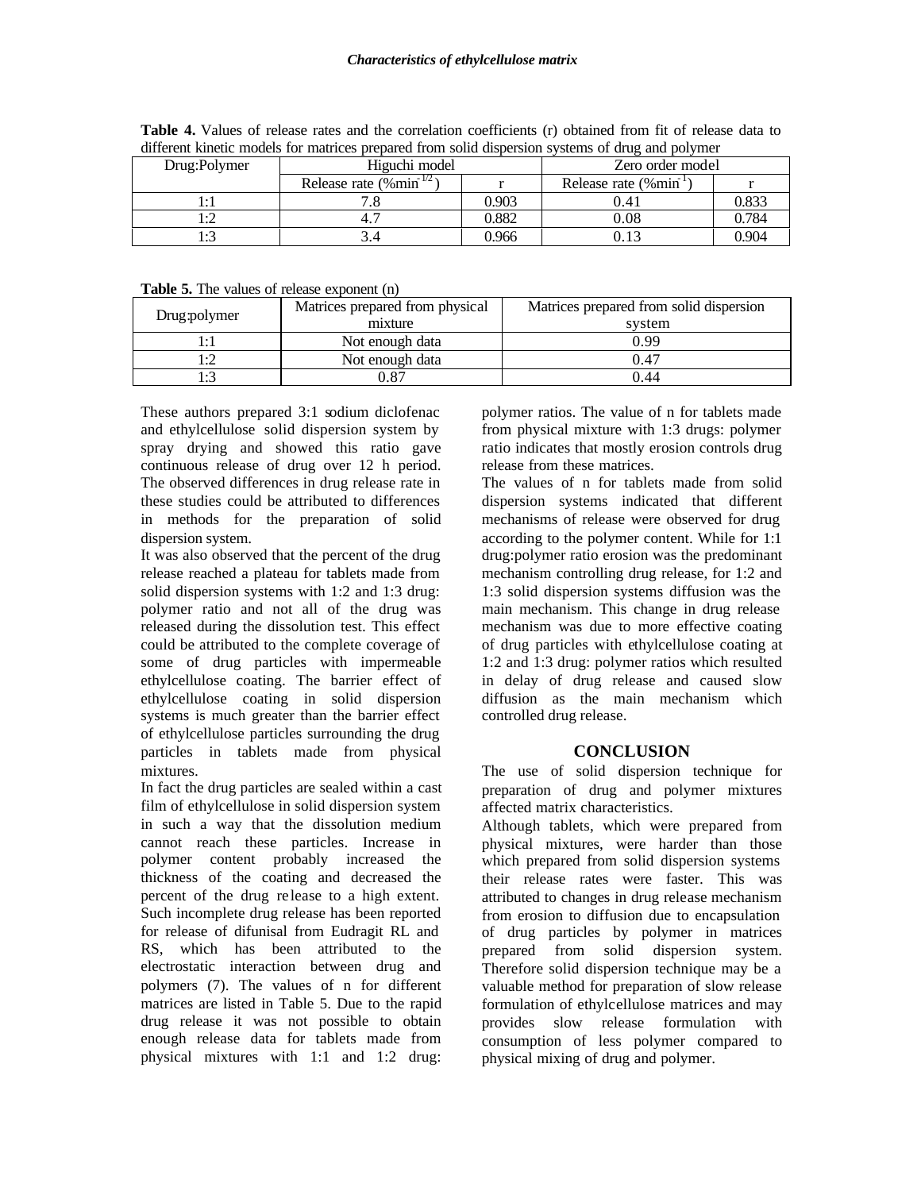**Table 4.** Values of release rates and the correlation coefficients (r) obtained from fit of release data to different kinetic models for matrices prepared from solid dispersion systems of drug and polymer

| Drug:Polymer | Higuchi model | | Zero order model | |
|---|---|---|---|---|
| | Release rate ($\%\text{min}^{-1/2}$) | r | Release rate ($\%\text{min}^{-1}$) | r |
| 1:1 | 7.8 | 0.903 | 0.41 | 0.833 |
| 1:2 | 4.7 | 0.882 | 0.08 | 0.784 |
| 1:3 | 3.4 | 0.966 | 0.13 | 0.904 |

**Table 5.** The values of release exponent (n)

| Drug:polymer | Matrices prepared from physical mixture | Matrices prepared from solid dispersion system |
|---|---|---|
| 1:1 | Not enough data | 0.99 |
| 1:2 | Not enough data | 0.47 |
| 1:3 | 0.87 | 0.44 |

These authors prepared 3:1 sodium diclofenac and ethylcellulose solid dispersion system by spray drying and showed this ratio gave continuous release of drug over 12 h period. The observed differences in drug release rate in these studies could be attributed to differences in methods for the preparation of solid dispersion system.

It was also observed that the percent of the drug release reached a plateau for tablets made from solid dispersion systems with 1:2 and 1:3 drug: polymer ratio and not all of the drug was released during the dissolution test. This effect could be attributed to the complete coverage of some of drug particles with impermeable ethylcellulose coating. The barrier effect of ethylcellulose coating in solid dispersion systems is much greater than the barrier effect of ethylcellulose particles surrounding the drug particles in tablets made from physical mixtures.

In fact the drug particles are sealed within a cast film of ethylcellulose in solid dispersion system in such a way that the dissolution medium cannot reach these particles. Increase in polymer content probably increased the thickness of the coating and decreased the percent of the drug release to a high extent. Such incomplete drug release has been reported for release of difunisal from Eudragit RL and RS, which has been attributed to the electrostatic interaction between drug and polymers (7). The values of n for different matrices are listed in Table 5. Due to the rapid drug release it was not possible to obtain enough release data for tablets made from physical mixtures with 1:1 and 1:2 drug: polymer ratios. The value of n for tablets made from physical mixture with 1:3 drugs: polymer ratio indicates that mostly erosion controls drug release from these matrices.

The values of n for tablets made from solid dispersion systems indicated that different mechanisms of release were observed for drug according to the polymer content. While for 1:1 drug:polymer ratio erosion was the predominant mechanism controlling drug release, for 1:2 and 1:3 solid dispersion systems diffusion was the main mechanism. This change in drug release mechanism was due to more effective coating of drug particles with ethylcellulose coating at 1:2 and 1:3 drug: polymer ratios which resulted in delay of drug release and caused slow diffusion as the main mechanism which controlled drug release.

## CONCLUSION

The use of solid dispersion technique for preparation of drug and polymer mixtures affected matrix characteristics.

Although tablets, which were prepared from physical mixtures, were harder than those which prepared from solid dispersion systems their release rates were faster. This was attributed to changes in drug release mechanism from erosion to diffusion due to encapsulation of drug particles by polymer in matrices prepared from solid dispersion system. Therefore solid dispersion technique may be a valuable method for preparation of slow release formulation of ethylcellulose matrices and may provides slow release formulation with consumption of less polymer compared to physical mixing of drug and polymer.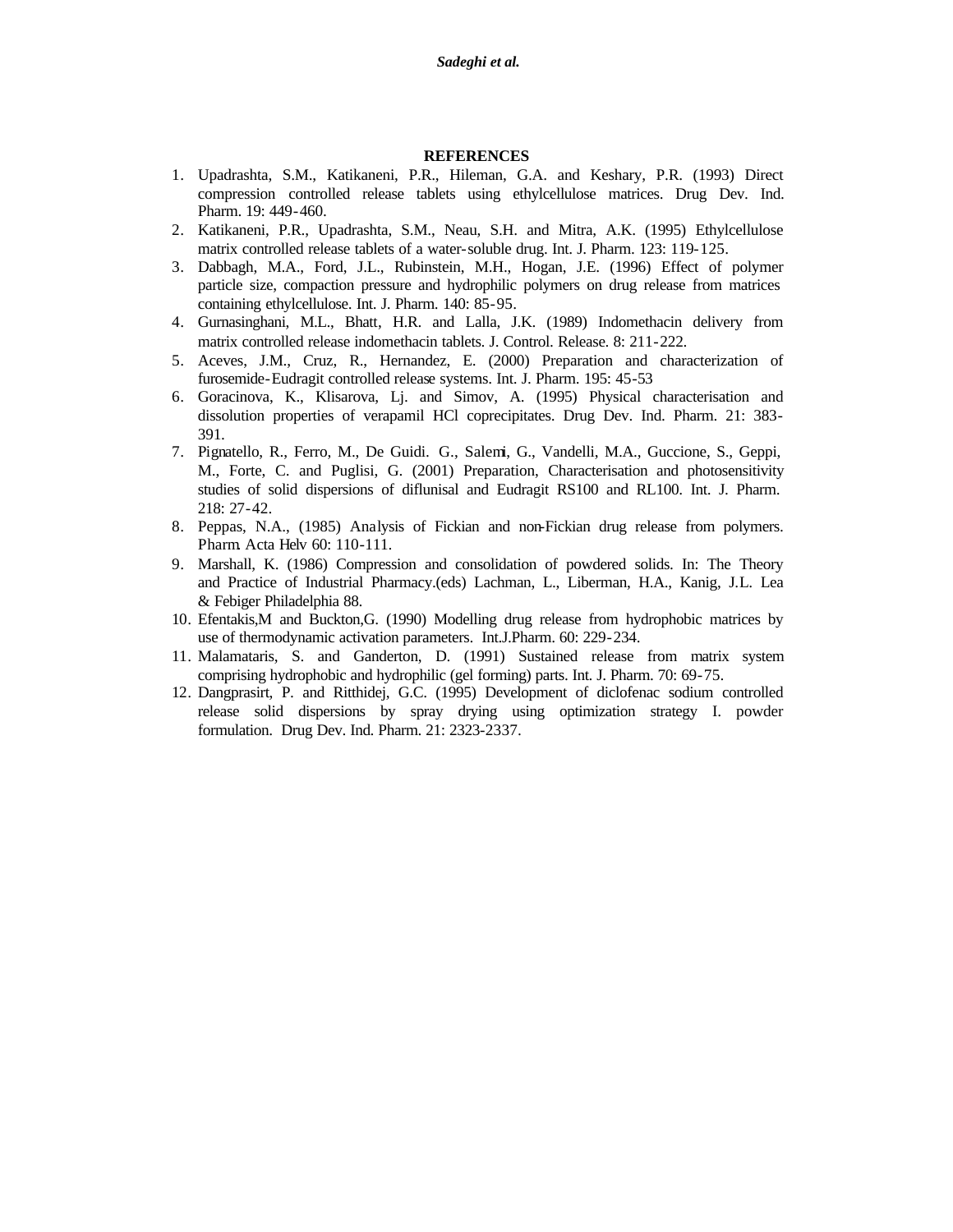## REFERENCES

1. Upadrashta, S.M., Katikaneni, P.R., Hileman, G.A. and Keshary, P.R. (1993) Direct compression controlled release tablets using ethylcellulose matrices. Drug Dev. Ind. Pharm. 19: 449-460.
2. Katikaneni, P.R., Upadrashta, S.M., Neau, S.H. and Mitra, A.K. (1995) Ethylcellulose matrix controlled release tablets of a water-soluble drug. Int. J. Pharm. 123: 119-125.
3. Dabbagh, M.A., Ford, J.L., Rubinstein, M.H., Hogan, J.E. (1996) Effect of polymer particle size, compaction pressure and hydrophilic polymers on drug release from matrices containing ethylcellulose. Int. J. Pharm. 140: 85-95.
4. Gurnasinghani, M.L., Bhatt, H.R. and Lalla, J.K. (1989) Indomethacin delivery from matrix controlled release indomethacin tablets. J. Control. Release. 8: 211-222.
5. Aceves, J.M., Cruz, R., Hernandez, E. (2000) Preparation and characterization of furosemide-Eudragit controlled release systems. Int. J. Pharm. 195: 45-53
6. Goracinova, K., Klisarova, Lj. and Simov, A. (1995) Physical characterisation and dissolution properties of verapamil HCl coprecipitates. Drug Dev. Ind. Pharm. 21: 383-391.
7. Pignatello, R., Ferro, M., De Guidi. G., Salemi, G., Vandelli, M.A., Guccione, S., Geppi, M., Forte, C. and Puglisi, G. (2001) Preparation, Characterisation and photosensitivity studies of solid dispersions of diflunisal and Eudragit RS100 and RL100. Int. J. Pharm. 218: 27-42.
8. Peppas, N.A., (1985) Analysis of Fickian and non-Fickian drug release from polymers. Pharm. Acta Helv 60: 110-111.
9. Marshall, K. (1986) Compression and consolidation of powdered solids. In: The Theory and Practice of Industrial Pharmacy.(eds) Lachman, L., Liberman, H.A., Kanig, J.L. Lea & Febiger Philadelphia 88.
10. Efentakis,M and Buckton,G. (1990) Modelling drug release from hydrophobic matrices by use of thermodynamic activation parameters. Int.J.Pharm. 60: 229-234.
11. Malamataris, S. and Ganderton, D. (1991) Sustained release from matrix system comprising hydrophobic and hydrophilic (gel forming) parts. Int. J. Pharm. 70: 69-75.
12. Dangprasirt, P. and Ritthidej, G.C. (1995) Development of diclofenac sodium controlled release solid dispersions by spray drying using optimization strategy I. powder formulation. Drug Dev. Ind. Pharm. 21: 2323-2337.